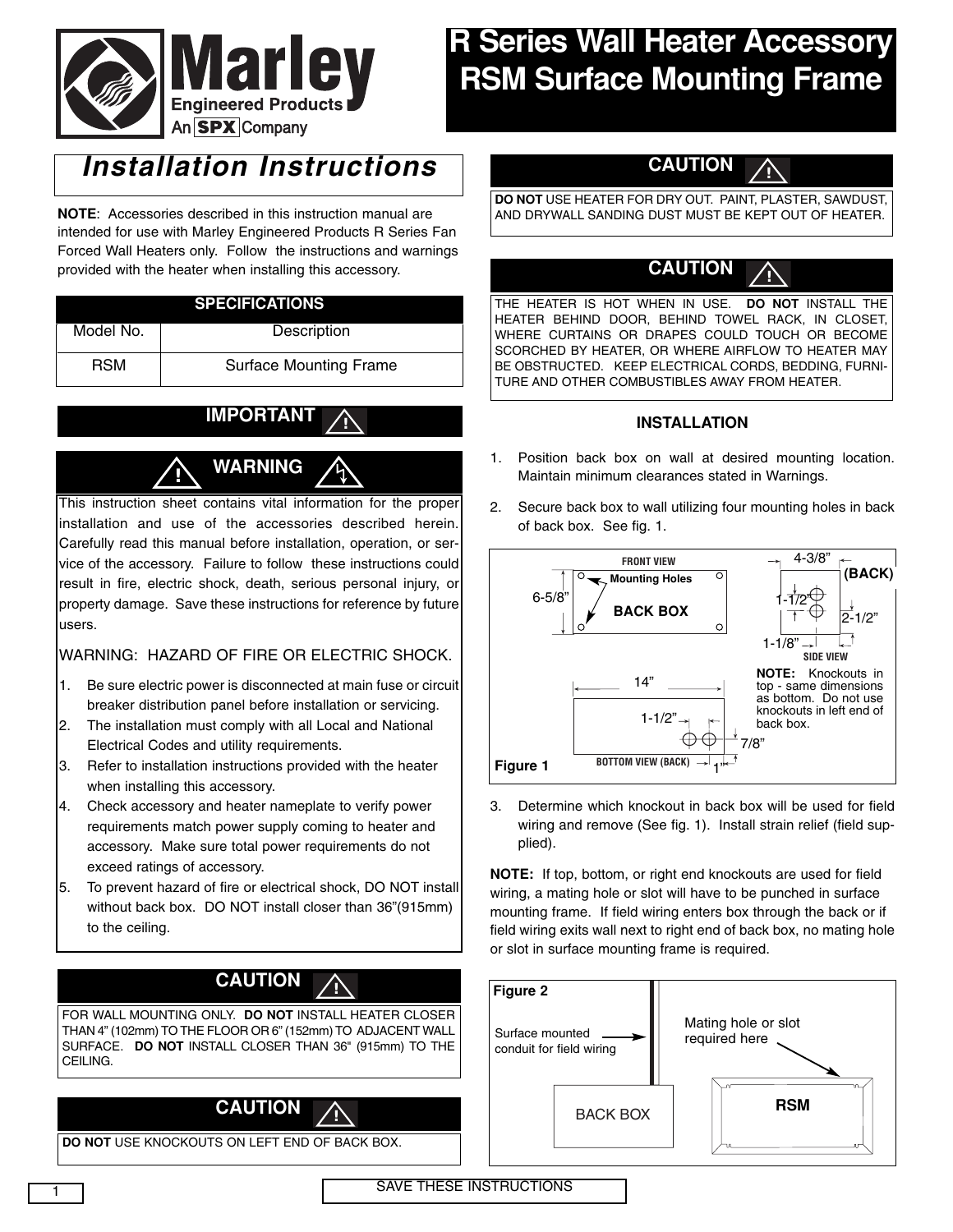# R Series Wall Heater Accessory RSM Surface Mounting Frame

Marley Engineered Products — An SPX Company

## Installation Instructions

**NOTE**: Accessories described in this instruction manual are intended for use with Marley Engineered Products R Series Fan Forced Wall Heaters only. Follow the instructions and warnings provided with the heater when installing this accessory.

| SPECIFICATIONS | |
|---|---|
| Model No. | Description |
| RSM | Surface Mounting Frame |

### IMPORTANT

### WARNING

This instruction sheet contains vital information for the proper installation and use of the accessories described herein. Carefully read this manual before installation, operation, or service of the accessory. Failure to follow these instructions could result in fire, electric shock, death, serious personal injury, or property damage. Save these instructions for reference by future users.

WARNING: HAZARD OF FIRE OR ELECTRIC SHOCK.

1. Be sure electric power is disconnected at main fuse or circuit breaker distribution panel before installation or servicing.
2. The installation must comply with all Local and National Electrical Codes and utility requirements.
3. Refer to installation instructions provided with the heater when installing this accessory.
4. Check accessory and heater nameplate to verify power requirements match power supply coming to heater and accessory. Make sure total power requirements do not exceed ratings of accessory.
5. To prevent hazard of fire or electrical shock, DO NOT install without back box. DO NOT install closer than 36"(915mm) to the ceiling.

### CAUTION

FOR WALL MOUNTING ONLY. **DO NOT** INSTALL HEATER CLOSER THAN 4" (102mm) TO THE FLOOR OR 6" (152mm) TO ADJACENT WALL SURFACE. **DO NOT** INSTALL CLOSER THAN 36" (915mm) TO THE CEILING.

### CAUTION

**DO NOT** USE KNOCKOUTS ON LEFT END OF BACK BOX.

### CAUTION

**DO NOT** USE HEATER FOR DRY OUT. PAINT, PLASTER, SAWDUST, AND DRYWALL SANDING DUST MUST BE KEPT OUT OF HEATER.

### CAUTION

THE HEATER IS HOT WHEN IN USE. **DO NOT** INSTALL THE HEATER BEHIND DOOR, BEHIND TOWEL RACK, IN CLOSET, WHERE CURTAINS OR DRAPES COULD TOUCH OR BECOME SCORCHED BY HEATER, OR WHERE AIRFLOW TO HEATER MAY BE OBSTRUCTED. KEEP ELECTRICAL CORDS, BEDDING, FURNITURE AND OTHER COMBUSTIBLES AWAY FROM HEATER.

### INSTALLATION

1. Position back box on wall at desired mounting location. Maintain minimum clearances stated in Warnings.
2. Secure back box to wall utilizing four mounting holes in back of back box. See fig. 1.

**Figure 1**

FRONT VIEW: Mounting Holes, BACK BOX, 6-5/8"
SIDE VIEW (BACK): 4-3/8", 1-1/2", 2-1/2", 1-1/8"
BOTTOM VIEW (BACK): 14", 1-1/2", 7/8", 1"

**NOTE:** Knockouts in top - same dimensions as bottom. Do not use knockouts in left end of back box.

3. Determine which knockout in back box will be used for field wiring and remove (See fig. 1). Install strain relief (field supplied).

**NOTE:** If top, bottom, or right end knockouts are used for field wiring, a mating hole or slot will have to be punched in surface mounting frame. If field wiring enters box through the back or if field wiring exits wall next to right end of back box, no mating hole or slot in surface mounting frame is required.

**Figure 2**

Surface mounted conduit for field wiring — BACK BOX — Mating hole or slot required here — RSM

SAVE THESE INSTRUCTIONS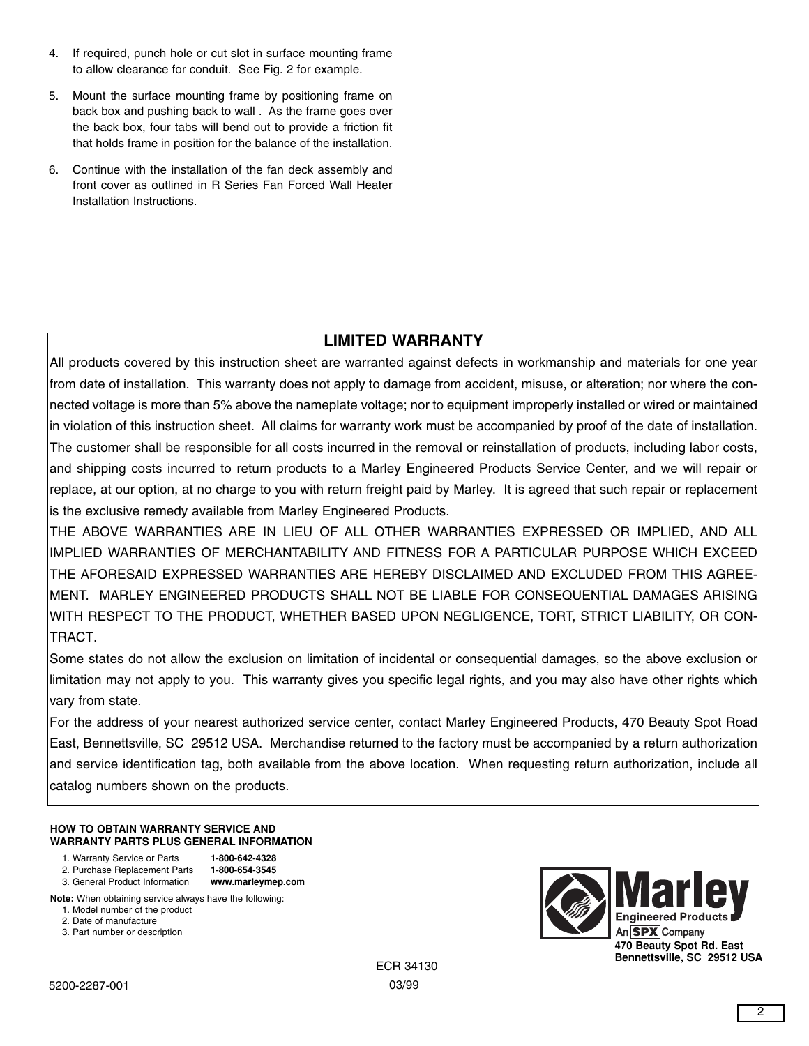4. If required, punch hole or cut slot in surface mounting frame to allow clearance for conduit. See Fig. 2 for example.
5. Mount the surface mounting frame by positioning frame on back box and pushing back to wall . As the frame goes over the back box, four tabs will bend out to provide a friction fit that holds frame in position for the balance of the installation.
6. Continue with the installation of the fan deck assembly and front cover as outlined in R Series Fan Forced Wall Heater Installation Instructions.

## LIMITED WARRANTY

All products covered by this instruction sheet are warranted against defects in workmanship and materials for one year from date of installation. This warranty does not apply to damage from accident, misuse, or alteration; nor where the connected voltage is more than 5% above the nameplate voltage; nor to equipment improperly installed or wired or maintained in violation of this instruction sheet. All claims for warranty work must be accompanied by proof of the date of installation. The customer shall be responsible for all costs incurred in the removal or reinstallation of products, including labor costs, and shipping costs incurred to return products to a Marley Engineered Products Service Center, and we will repair or replace, at our option, at no charge to you with return freight paid by Marley. It is agreed that such repair or replacement is the exclusive remedy available from Marley Engineered Products.

THE ABOVE WARRANTIES ARE IN LIEU OF ALL OTHER WARRANTIES EXPRESSED OR IMPLIED, AND ALL IMPLIED WARRANTIES OF MERCHANTABILITY AND FITNESS FOR A PARTICULAR PURPOSE WHICH EXCEED THE AFORESAID EXPRESSED WARRANTIES ARE HEREBY DISCLAIMED AND EXCLUDED FROM THIS AGREEMENT. MARLEY ENGINEERED PRODUCTS SHALL NOT BE LIABLE FOR CONSEQUENTIAL DAMAGES ARISING WITH RESPECT TO THE PRODUCT, WHETHER BASED UPON NEGLIGENCE, TORT, STRICT LIABILITY, OR CONTRACT.

Some states do not allow the exclusion on limitation of incidental or consequential damages, so the above exclusion or limitation may not apply to you. This warranty gives you specific legal rights, and you may also have other rights which vary from state.

For the address of your nearest authorized service center, contact Marley Engineered Products, 470 Beauty Spot Road East, Bennettsville, SC 29512 USA. Merchandise returned to the factory must be accompanied by a return authorization and service identification tag, both available from the above location. When requesting return authorization, include all catalog numbers shown on the products.

**HOW TO OBTAIN WARRANTY SERVICE AND WARRANTY PARTS PLUS GENERAL INFORMATION**

1. Warranty Service or Parts **1-800-642-4328**
2. Purchase Replacement Parts **1-800-654-3545**
3. General Product Information **www.marleymep.com**

**Note:** When obtaining service always have the following:

1. Model number of the product
2. Date of manufacture
3. Part number or description

**Marley**
Engineered Products
An SPX Company
**470 Beauty Spot Rd. East**
**Bennettsville, SC 29512 USA**

ECR 34130

5200-2287-001

03/99